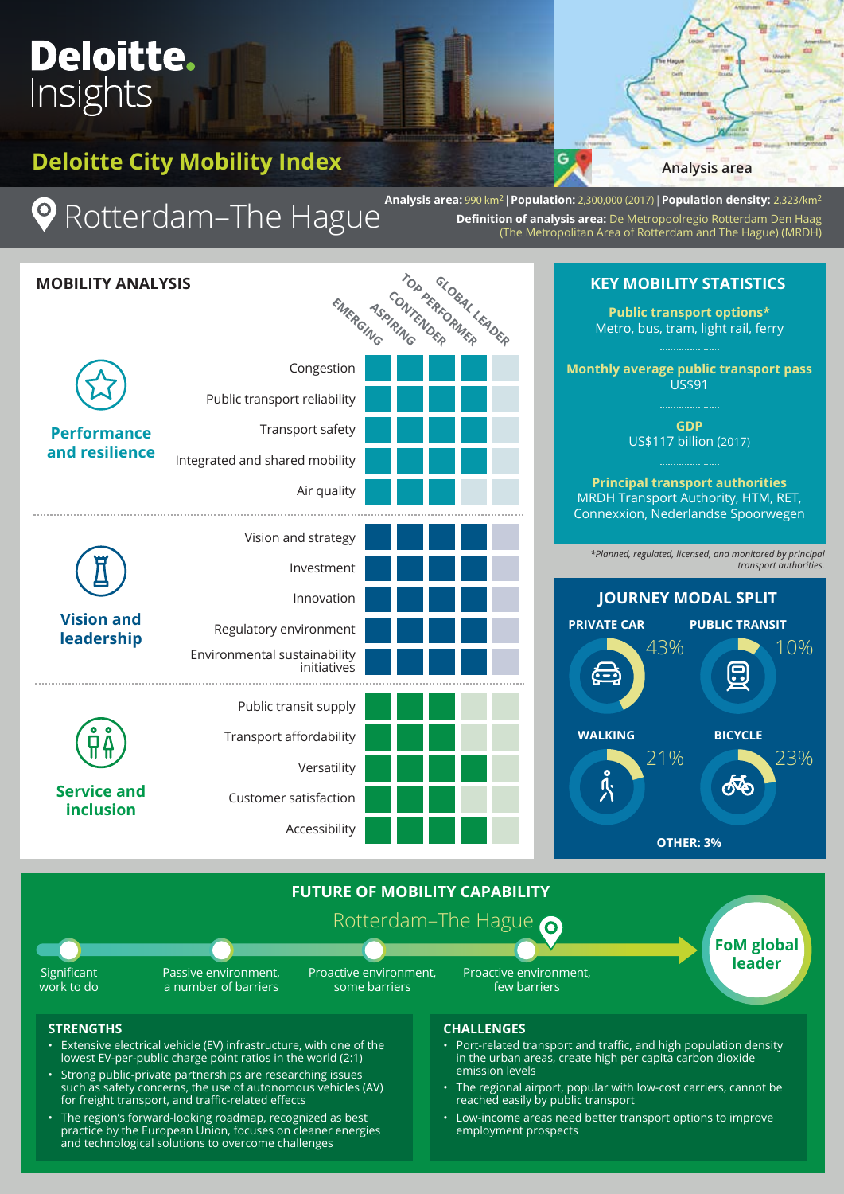# Deloitte. Insights

## Deloitte City Mobility Index

Analysis area

# Rotterdam–The Hague

**Analysis area:** 990 km² | **Population:** 2,300,000 (2017) | **Population density:** 2,323/km²

**Definition of analysis area:** De Metropoolregio Rotterdam Den Haag (The Metropolitan Area of Rotterdam and The Hague) (MRDH)

## MOBILITY ANALYSIS

| Category | Metric | Emerging | Aspiring | Contender | Top performer | Global leader |
|---|---|---|---|---|---|---|
| Performance and resilience | Congestion | ■ | ■ | ■ | ■ | |
| | Public transport reliability | ■ | ■ | ■ | ■ | |
| | Transport safety | ■ | ■ | ■ | ■ | |
| | Integrated and shared mobility | ■ | ■ | ■ | ■ | |
| | Air quality | ■ | ■ | ■ | | |
| Vision and leadership | Vision and strategy | ■ | ■ | ■ | ■ | |
| | Investment | ■ | ■ | ■ | ■ | |
| | Innovation | ■ | ■ | ■ | ■ | |
| | Regulatory environment | ■ | ■ | ■ | ■ | |
| | Environmental sustainability initiatives | ■ | ■ | ■ | ■ | |
| Service and inclusion | Public transit supply | ■ | ■ | ■ | | |
| | Transport affordability | ■ | ■ | ■ | | |
| | Versatility | ■ | ■ | ■ | ■ | |
| | Customer satisfaction | ■ | ■ | ■ | | |
| | Accessibility | ■ | ■ | ■ | ■ | |

## KEY MOBILITY STATISTICS

**Public transport options***
Metro, bus, tram, light rail, ferry

**Monthly average public transport pass**
US$91

**GDP**
US$117 billion (2017)

**Principal transport authorities**
MRDH Transport Authority, HTM, RET, Connexxion, Nederlandse Spoorwegen

*Planned, regulated, licensed, and monitored by principal transport authorities.

## JOURNEY MODAL SPLIT

- PRIVATE CAR: 43%
- PUBLIC TRANSIT: 10%
- WALKING: 21%
- BICYCLE: 23%
- OTHER: 3%

## FUTURE OF MOBILITY CAPABILITY

Rotterdam–The Hague

Significant work to do → Passive environment, a number of barriers → Proactive environment, some barriers → Proactive environment, few barriers (Rotterdam–The Hague) → FoM global leader

### STRENGTHS

- Extensive electrical vehicle (EV) infrastructure, with one of the lowest EV-per-public charge point ratios in the world (2:1)
- Strong public-private partnerships are researching issues such as safety concerns, the use of autonomous vehicles (AV) for freight transport, and traffic-related effects
- The region's forward-looking roadmap, recognized as best practice by the European Union, focuses on cleaner energies and technological solutions to overcome challenges

### CHALLENGES

- Port-related transport and traffic, and high population density in the urban areas, create high per capita carbon dioxide emission levels
- The regional airport, popular with low-cost carriers, cannot be reached easily by public transport
- Low-income areas need better transport options to improve employment prospects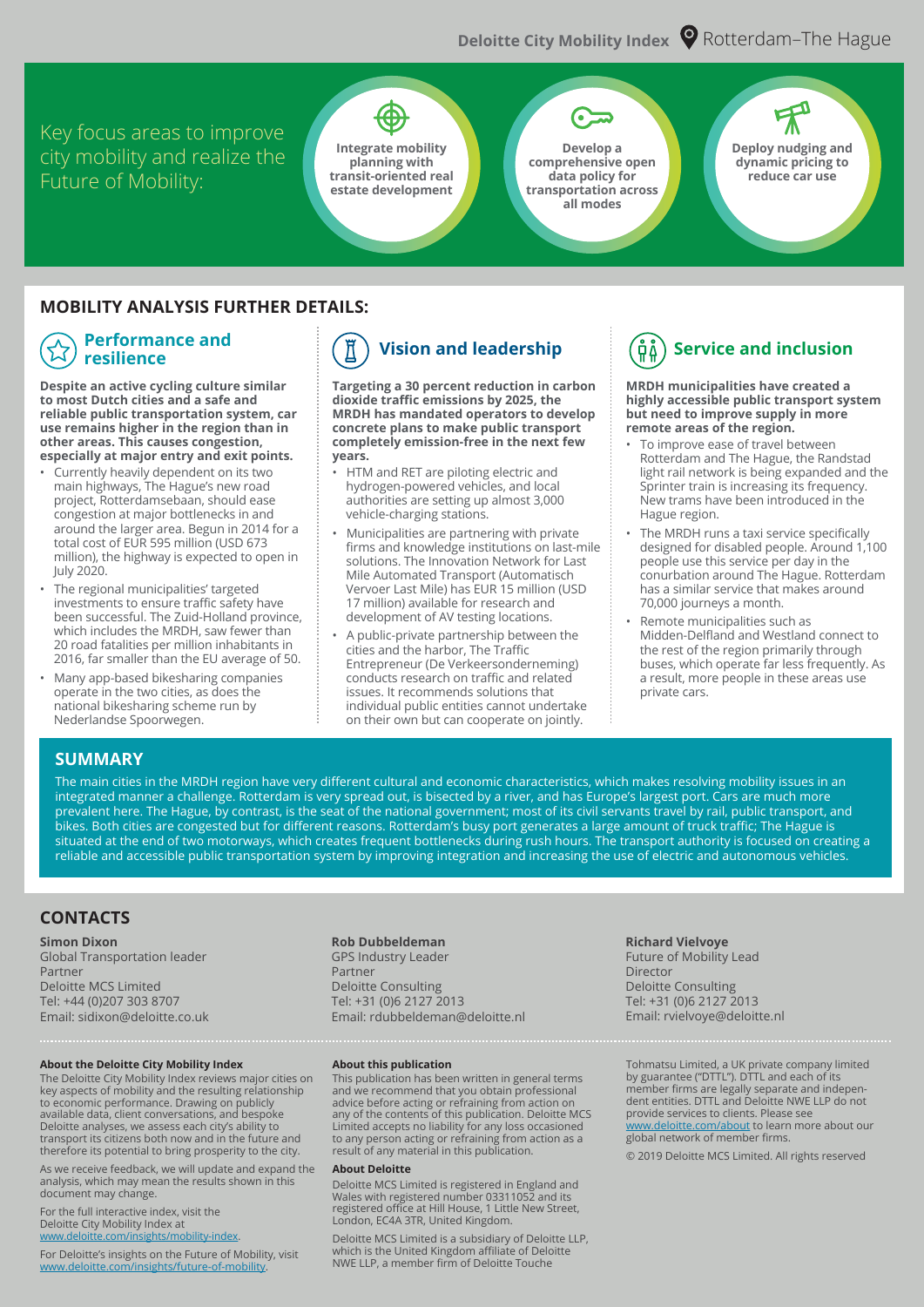Key focus areas to improve city mobility and realize the Future of Mobility:

- Integrate mobility planning with transit-oriented real estate development
- Develop a comprehensive open data policy for transportation across all modes
- Deploy nudging and dynamic pricing to reduce car use

## MOBILITY ANALYSIS FURTHER DETAILS:

### Performance and resilience

**Despite an active cycling culture similar to most Dutch cities and a safe and reliable public transportation system, car use remains higher in the region than in other areas. This causes congestion, especially at major entry and exit points.**

- Currently heavily dependent on its two main highways, The Hague's new road project, Rotterdamsebaan, should ease congestion at major bottlenecks in and around the larger area. Begun in 2014 for a total cost of EUR 595 million (USD 673 million), the highway is expected to open in July 2020.
- The regional municipalities' targeted investments to ensure traffic safety have been successful. The Zuid-Holland province, which includes the MRDH, saw fewer than 20 road fatalities per million inhabitants in 2016, far smaller than the EU average of 50.
- Many app-based bikesharing companies operate in the two cities, as does the national bikesharing scheme run by Nederlandse Spoorwegen.

### Vision and leadership

**Targeting a 30 percent reduction in carbon dioxide traffic emissions by 2025, the MRDH has mandated operators to develop concrete plans to make public transport completely emission-free in the next few years.**

- HTM and RET are piloting electric and hydrogen-powered vehicles, and local authorities are setting up almost 3,000 vehicle-charging stations.
- Municipalities are partnering with private firms and knowledge institutions on last-mile solutions. The Innovation Network for Last Mile Automated Transport (Automatisch Vervoer Last Mile) has EUR 15 million (USD 17 million) available for research and development of AV testing locations.
- A public-private partnership between the cities and the harbor, The Traffic Entrepreneur (De Verkeersonderneming) conducts research on traffic and related issues. It recommends solutions that individual public entities cannot undertake on their own but can cooperate on jointly.

### Service and inclusion

**MRDH municipalities have created a highly accessible public transport system but need to improve supply in more remote areas of the region.**

- To improve ease of travel between Rotterdam and The Hague, the Randstad light rail network is being expanded and the Sprinter train is increasing its frequency. New trams have been introduced in the Hague region.
- The MRDH runs a taxi service specifically designed for disabled people. Around 1,100 people use this service per day in the conurbation around The Hague. Rotterdam has a similar service that makes around 70,000 journeys a month.
- Remote municipalities such as Midden-Delfland and Westland connect to the rest of the region primarily through buses, which operate far less frequently. As a result, more people in these areas use private cars.

## SUMMARY

The main cities in the MRDH region have very different cultural and economic characteristics, which makes resolving mobility issues in an integrated manner a challenge. Rotterdam is very spread out, is bisected by a river, and has Europe's largest port. Cars are much more prevalent here. The Hague, by contrast, is the seat of the national government; most of its civil servants travel by rail, public transport, and bikes. Both cities are congested but for different reasons. Rotterdam's busy port generates a large amount of truck traffic; The Hague is situated at the end of two motorways, which creates frequent bottlenecks during rush hours. The transport authority is focused on creating a reliable and accessible public transportation system by improving integration and increasing the use of electric and autonomous vehicles.

## CONTACTS

**Simon Dixon**
Global Transportation leader
Partner
Deloitte MCS Limited
Tel: +44 (0)207 303 8707
Email: sidixon@deloitte.co.uk

**Rob Dubbeldeman**
GPS Industry Leader
Partner
Deloitte Consulting
Tel: +31 (0)6 2127 2013
Email: rdubbeldeman@deloitte.nl

**Richard Vielvoye**
Future of Mobility Lead
Director
Deloitte Consulting
Tel: +31 (0)6 2127 2013
Email: rvielvoye@deloitte.nl

**About the Deloitte City Mobility Index**

The Deloitte City Mobility Index reviews major cities on key aspects of mobility and the resulting relationship to economic performance. Drawing on publicly available data, client conversations, and bespoke Deloitte analyses, we assess each city's ability to transport its citizens both now and in the future and therefore its potential to bring prosperity to the city.

As we receive feedback, we will update and expand the analysis, which may mean the results shown in this document may change.

For the full interactive index, visit the Deloitte City Mobility Index at www.deloitte.com/insights/mobility-index.

For Deloitte's insights on the Future of Mobility, visit www.deloitte.com/insights/future-of-mobility.

**About this publication**

This publication has been written in general terms and we recommend that you obtain professional advice before acting or refraining from action on any of the contents of this publication. Deloitte MCS Limited accepts no liability for any loss occasioned to any person acting or refraining from action as a result of any material in this publication.

**About Deloitte**

Deloitte MCS Limited is registered in England and Wales with registered number 03311052 and its registered office at Hill House, 1 Little New Street, London, EC4A 3TR, United Kingdom.

Deloitte MCS Limited is a subsidiary of Deloitte LLP, which is the United Kingdom affiliate of Deloitte NWE LLP, a member firm of Deloitte Touche Tohmatsu Limited, a UK private company limited by guarantee ("DTTL"). DTTL and each of its member firms are legally separate and independent entities. DTTL and Deloitte NWE LLP do not provide services to clients. Please see www.deloitte.com/about to learn more about our global network of member firms.

© 2019 Deloitte MCS Limited. All rights reserved